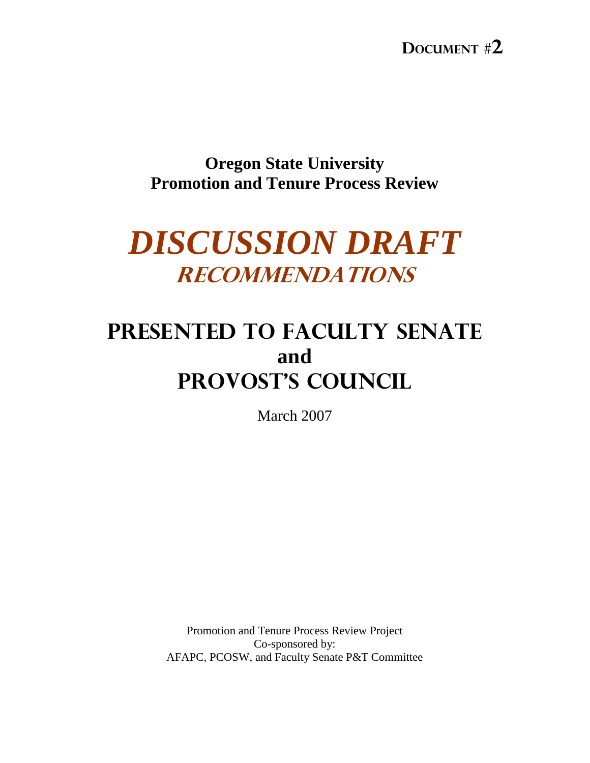**Document #2**

# Oregon State University
# Promotion and Tenure Process Review

# *DISCUSSION DRAFT*
## *RECOMMENDATIONS*

# PRESENTED TO FACULTY SENATE
# and
# PROVOST'S COUNCIL

March 2007

Promotion and Tenure Process Review Project
Co-sponsored by:
AFAPC, PCOSW, and Faculty Senate P&T Committee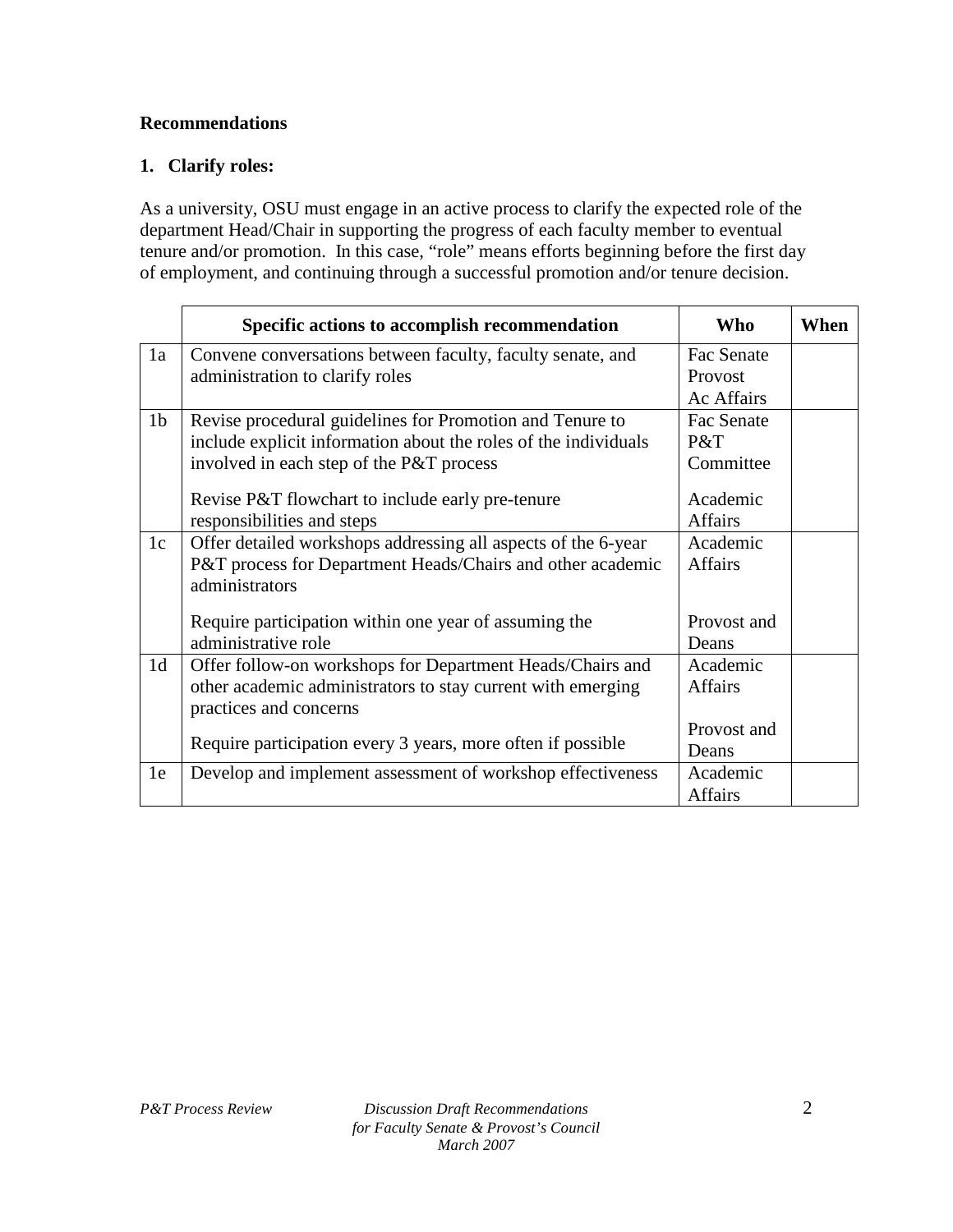**Recommendations**

**1. Clarify roles:**

As a university, OSU must engage in an active process to clarify the expected role of the department Head/Chair in supporting the progress of each faculty member to eventual tenure and/or promotion. In this case, "role" means efforts beginning before the first day of employment, and continuing through a successful promotion and/or tenure decision.

| | Specific actions to accomplish recommendation | Who | When |
|---|---|---|---|
| 1a | Convene conversations between faculty, faculty senate, and administration to clarify roles | Fac Senate Provost Ac Affairs | |
| 1b | Revise procedural guidelines for Promotion and Tenure to include explicit information about the roles of the individuals involved in each step of the P&T process<br><br>Revise P&T flowchart to include early pre-tenure responsibilities and steps | Fac Senate P&T Committee<br><br>Academic Affairs | |
| 1c | Offer detailed workshops addressing all aspects of the 6-year P&T process for Department Heads/Chairs and other academic administrators<br><br>Require participation within one year of assuming the administrative role | Academic Affairs<br><br>Provost and Deans | |
| 1d | Offer follow-on workshops for Department Heads/Chairs and other academic administrators to stay current with emerging practices and concerns<br><br>Require participation every 3 years, more often if possible | Academic Affairs<br><br>Provost and Deans | |
| 1e | Develop and implement assessment of workshop effectiveness | Academic Affairs | |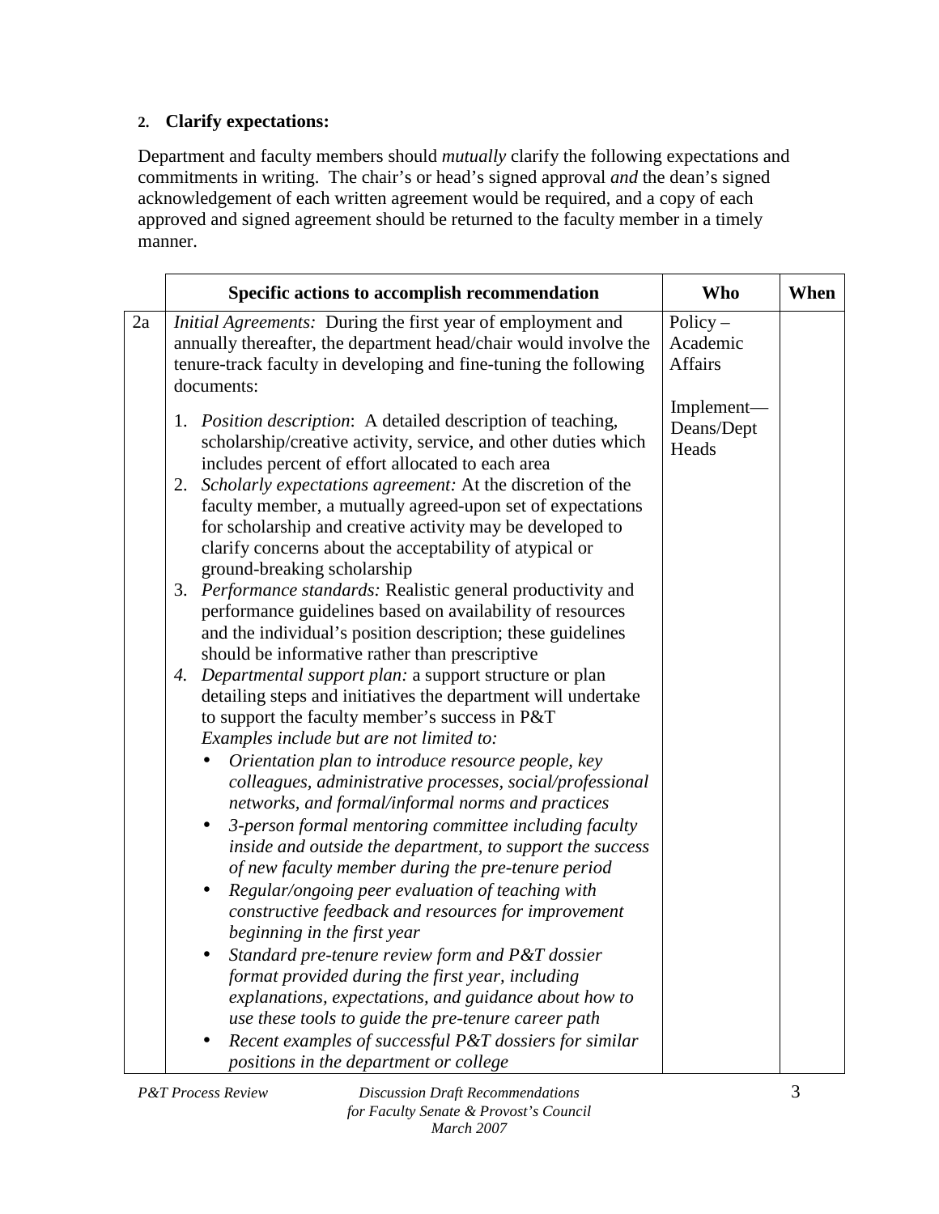## 2. Clarify expectations:

Department and faculty members should *mutually* clarify the following expectations and commitments in writing. The chair's or head's signed approval *and* the dean's signed acknowledgement of each written agreement would be required, and a copy of each approved and signed agreement should be returned to the faculty member in a timely manner.

| | Specific actions to accomplish recommendation | Who | When |
|---|---|---|---|
| 2a | *Initial Agreements:* During the first year of employment and annually thereafter, the department head/chair would involve the tenure-track faculty in developing and fine-tuning the following documents:<br><br>1. *Position description*: A detailed description of teaching, scholarship/creative activity, service, and other duties which includes percent of effort allocated to each area<br>2. *Scholarly expectations agreement:* At the discretion of the faculty member, a mutually agreed-upon set of expectations for scholarship and creative activity may be developed to clarify concerns about the acceptability of atypical or ground-breaking scholarship<br>3. *Performance standards:* Realistic general productivity and performance guidelines based on availability of resources and the individual's position description; these guidelines should be informative rather than prescriptive<br>4. *Departmental support plan:* a support structure or plan detailing steps and initiatives the department will undertake to support the faculty member's success in P&T<br>*Examples include but are not limited to:*<br>• *Orientation plan to introduce resource people, key colleagues, administrative processes, social/professional networks, and formal/informal norms and practices*<br>• *3-person formal mentoring committee including faculty inside and outside the department, to support the success of new faculty member during the pre-tenure period*<br>• *Regular/ongoing peer evaluation of teaching with constructive feedback and resources for improvement beginning in the first year*<br>• *Standard pre-tenure review form and P&T dossier format provided during the first year, including explanations, expectations, and guidance about how to use these tools to guide the pre-tenure career path*<br>• *Recent examples of successful P&T dossiers for similar positions in the department or college* | Policy – Academic Affairs<br><br>Implement— Deans/Dept Heads | |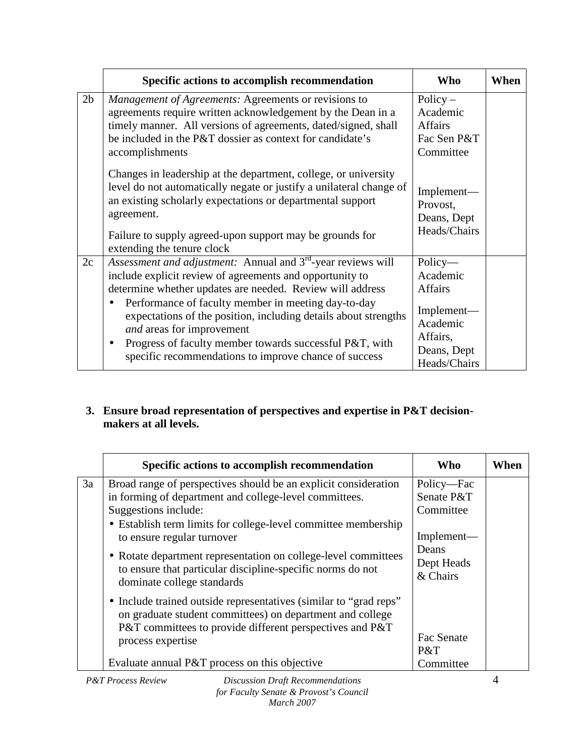| | Specific actions to accomplish recommendation | Who | When |
|---|---|---|---|
| 2b | *Management of Agreements:* Agreements or revisions to agreements require written acknowledgement by the Dean in a timely manner. All versions of agreements, dated/signed, shall be included in the P&T dossier as context for candidate's accomplishments<br><br>Changes in leadership at the department, college, or university level do not automatically negate or justify a unilateral change of an existing scholarly expectations or departmental support agreement.<br><br>Failure to supply agreed-upon support may be grounds for extending the tenure clock | Policy – Academic Affairs Fac Sen P&T Committee<br><br>Implement— Provost, Deans, Dept Heads/Chairs | |
| 2c | *Assessment and adjustment:* Annual and 3rd-year reviews will include explicit review of agreements and opportunity to determine whether updates are needed. Review will address<br>• Performance of faculty member in meeting day-to-day expectations of the position, including details about strengths *and* areas for improvement<br>• Progress of faculty member towards successful P&T, with specific recommendations to improve chance of success | Policy— Academic Affairs<br><br>Implement— Academic Affairs, Deans, Dept Heads/Chairs | |

3. **Ensure broad representation of perspectives and expertise in P&T decision-makers at all levels.**

| | Specific actions to accomplish recommendation | Who | When |
|---|---|---|---|
| 3a | Broad range of perspectives should be an explicit consideration in forming of department and college-level committees. Suggestions include:<br>• Establish term limits for college-level committee membership to ensure regular turnover<br>• Rotate department representation on college-level committees to ensure that particular discipline-specific norms do not dominate college standards<br>• Include trained outside representatives (similar to "grad reps" on graduate student committees) on department and college P&T committees to provide different perspectives and P&T process expertise<br><br>Evaluate annual P&T process on this objective | Policy—Fac Senate P&T Committee<br><br>Implement— Deans Dept Heads & Chairs<br><br>Fac Senate P&T Committee | |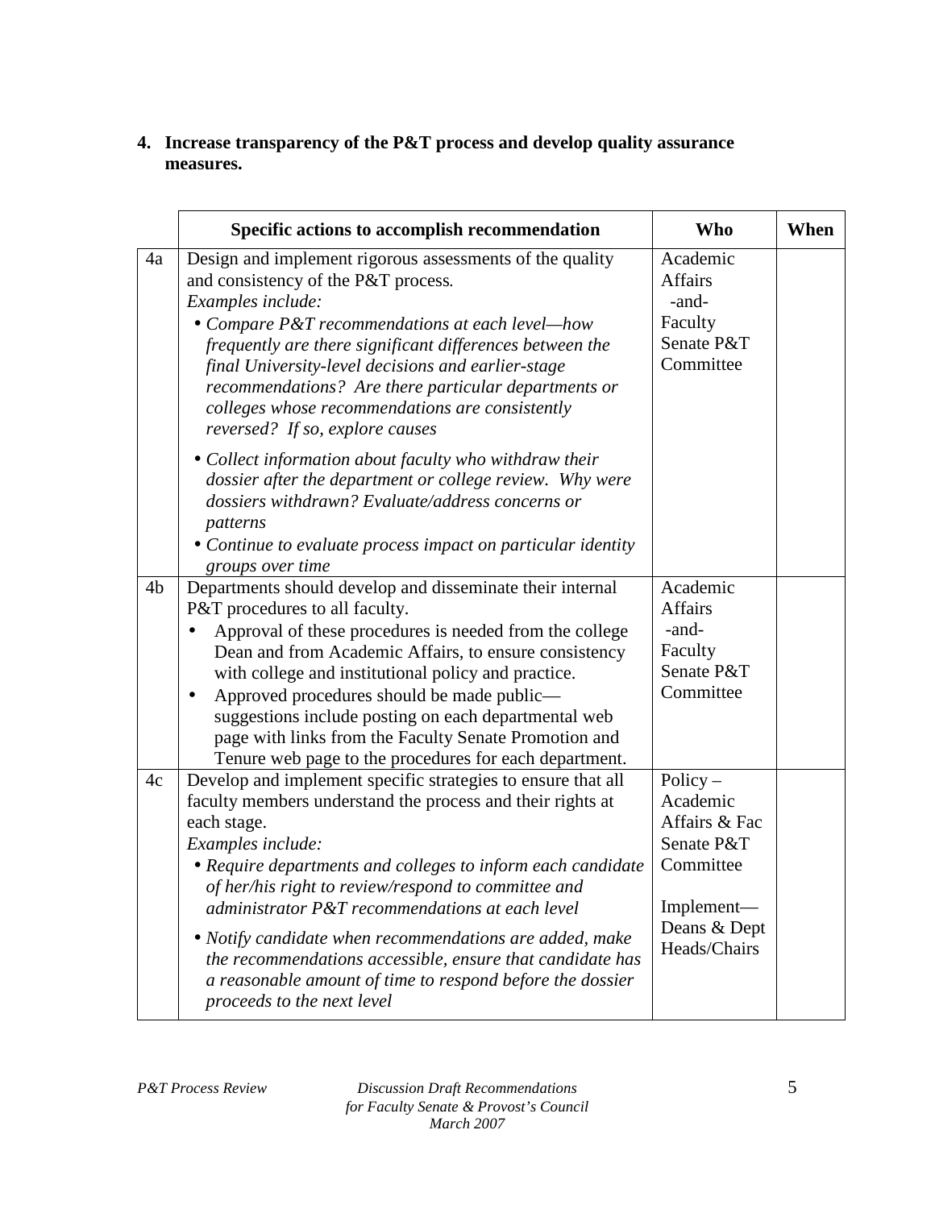**4. Increase transparency of the P&T process and develop quality assurance measures.**

| | Specific actions to accomplish recommendation | Who | When |
|---|---|---|---|
| 4a | Design and implement rigorous assessments of the quality and consistency of the P&T process.<br>*Examples include:*<br>• *Compare P&T recommendations at each level—how frequently are there significant differences between the final University-level decisions and earlier-stage recommendations? Are there particular departments or colleges whose recommendations are consistently reversed? If so, explore causes*<br>• *Collect information about faculty who withdraw their dossier after the department or college review. Why were dossiers withdrawn? Evaluate/address concerns or patterns*<br>• *Continue to evaluate process impact on particular identity groups over time* | Academic Affairs -and- Faculty Senate P&T Committee | |
| 4b | Departments should develop and disseminate their internal P&T procedures to all faculty.<br>• Approval of these procedures is needed from the college Dean and from Academic Affairs, to ensure consistency with college and institutional policy and practice.<br>• Approved procedures should be made public—suggestions include posting on each departmental web page with links from the Faculty Senate Promotion and Tenure web page to the procedures for each department. | Academic Affairs -and- Faculty Senate P&T Committee | |
| 4c | Develop and implement specific strategies to ensure that all faculty members understand the process and their rights at each stage.<br>*Examples include:*<br>• *Require departments and colleges to inform each candidate of her/his right to review/respond to committee and administrator P&T recommendations at each level*<br>• *Notify candidate when recommendations are added, make the recommendations accessible, ensure that candidate has a reasonable amount of time to respond before the dossier proceeds to the next level* | Policy – Academic Affairs & Fac Senate P&T Committee<br><br>Implement—Deans & Dept Heads/Chairs | |